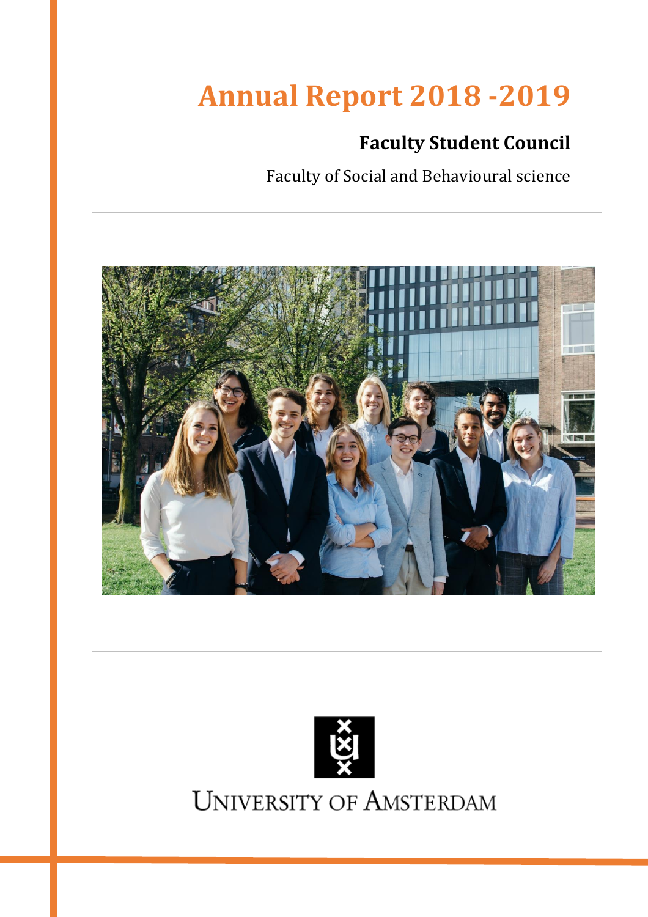# Annual Report 2018 -2019

## Faculty Student Council

Faculty of Social and Behavioural science

UNIVERSITY OF AMSTERDAM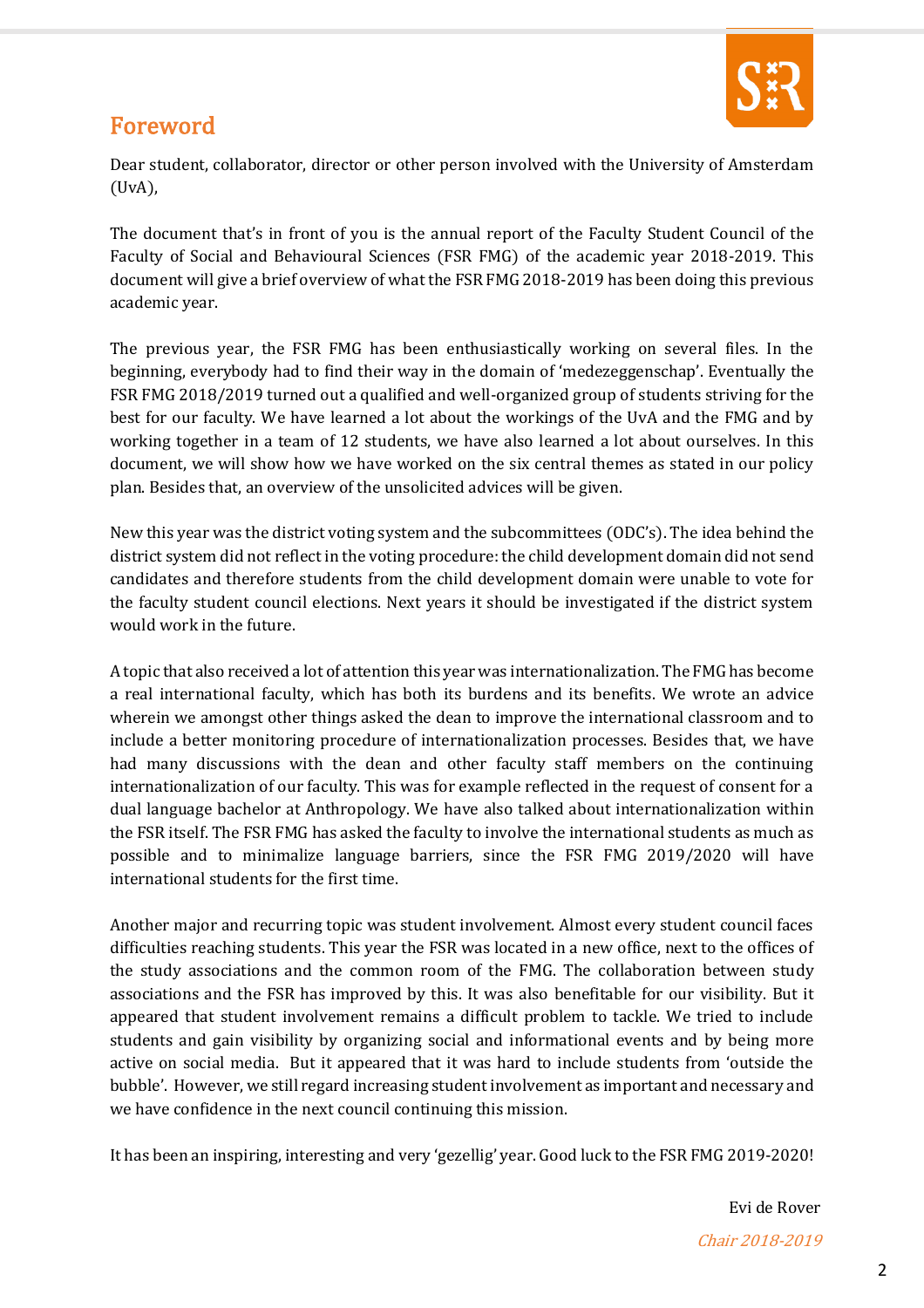# Foreword

Dear student, collaborator, director or other person involved with the University of Amsterdam (UvA),

The document that's in front of you is the annual report of the Faculty Student Council of the Faculty of Social and Behavioural Sciences (FSR FMG) of the academic year 2018-2019. This document will give a brief overview of what the FSR FMG 2018-2019 has been doing this previous academic year.

The previous year, the FSR FMG has been enthusiastically working on several files. In the beginning, everybody had to find their way in the domain of 'medezeggenschap'. Eventually the FSR FMG 2018/2019 turned out a qualified and well-organized group of students striving for the best for our faculty. We have learned a lot about the workings of the UvA and the FMG and by working together in a team of 12 students, we have also learned a lot about ourselves. In this document, we will show how we have worked on the six central themes as stated in our policy plan. Besides that, an overview of the unsolicited advices will be given.

New this year was the district voting system and the subcommittees (ODC's). The idea behind the district system did not reflect in the voting procedure: the child development domain did not send candidates and therefore students from the child development domain were unable to vote for the faculty student council elections. Next years it should be investigated if the district system would work in the future.

A topic that also received a lot of attention this year was internationalization. The FMG has become a real international faculty, which has both its burdens and its benefits. We wrote an advice wherein we amongst other things asked the dean to improve the international classroom and to include a better monitoring procedure of internationalization processes. Besides that, we have had many discussions with the dean and other faculty staff members on the continuing internationalization of our faculty. This was for example reflected in the request of consent for a dual language bachelor at Anthropology. We have also talked about internationalization within the FSR itself. The FSR FMG has asked the faculty to involve the international students as much as possible and to minimalize language barriers, since the FSR FMG 2019/2020 will have international students for the first time.

Another major and recurring topic was student involvement. Almost every student council faces difficulties reaching students. This year the FSR was located in a new office, next to the offices of the study associations and the common room of the FMG. The collaboration between study associations and the FSR has improved by this. It was also benefitable for our visibility. But it appeared that student involvement remains a difficult problem to tackle. We tried to include students and gain visibility by organizing social and informational events and by being more active on social media. But it appeared that it was hard to include students from 'outside the bubble'. However, we still regard increasing student involvement as important and necessary and we have confidence in the next council continuing this mission.

It has been an inspiring, interesting and very 'gezellig' year. Good luck to the FSR FMG 2019-2020!

Evi de Rover

*Chair 2018-2019*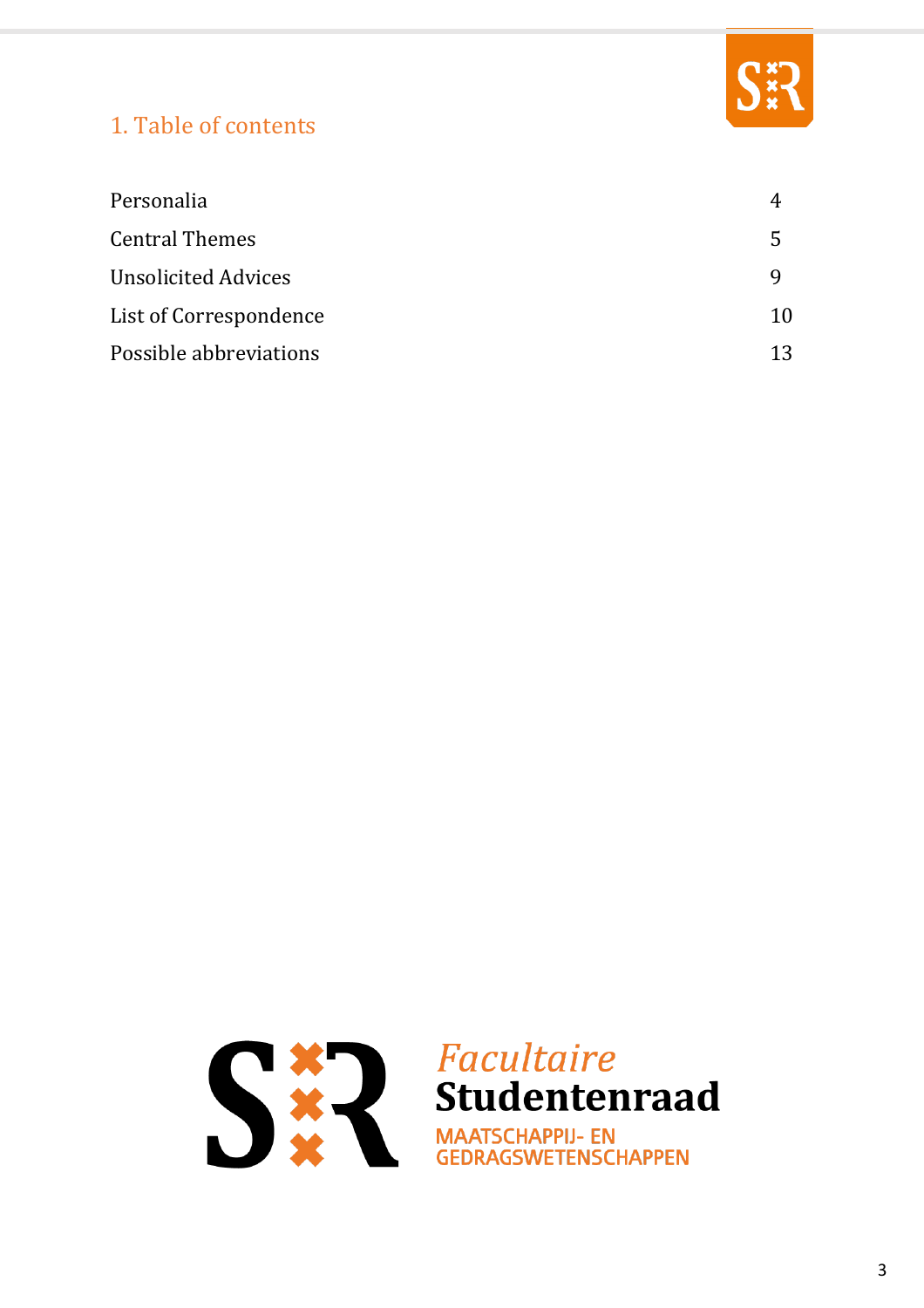# 1. Table of contents

| | |
|---|---|
| Personalia | 4 |
| Central Themes | 5 |
| Unsolicited Advices | 9 |
| List of Correspondence | 10 |
| Possible abbreviations | 13 |

*Facultaire*
**Studentenraad**
MAATSCHAPPIJ- EN GEDRAGSWETENSCHAPPEN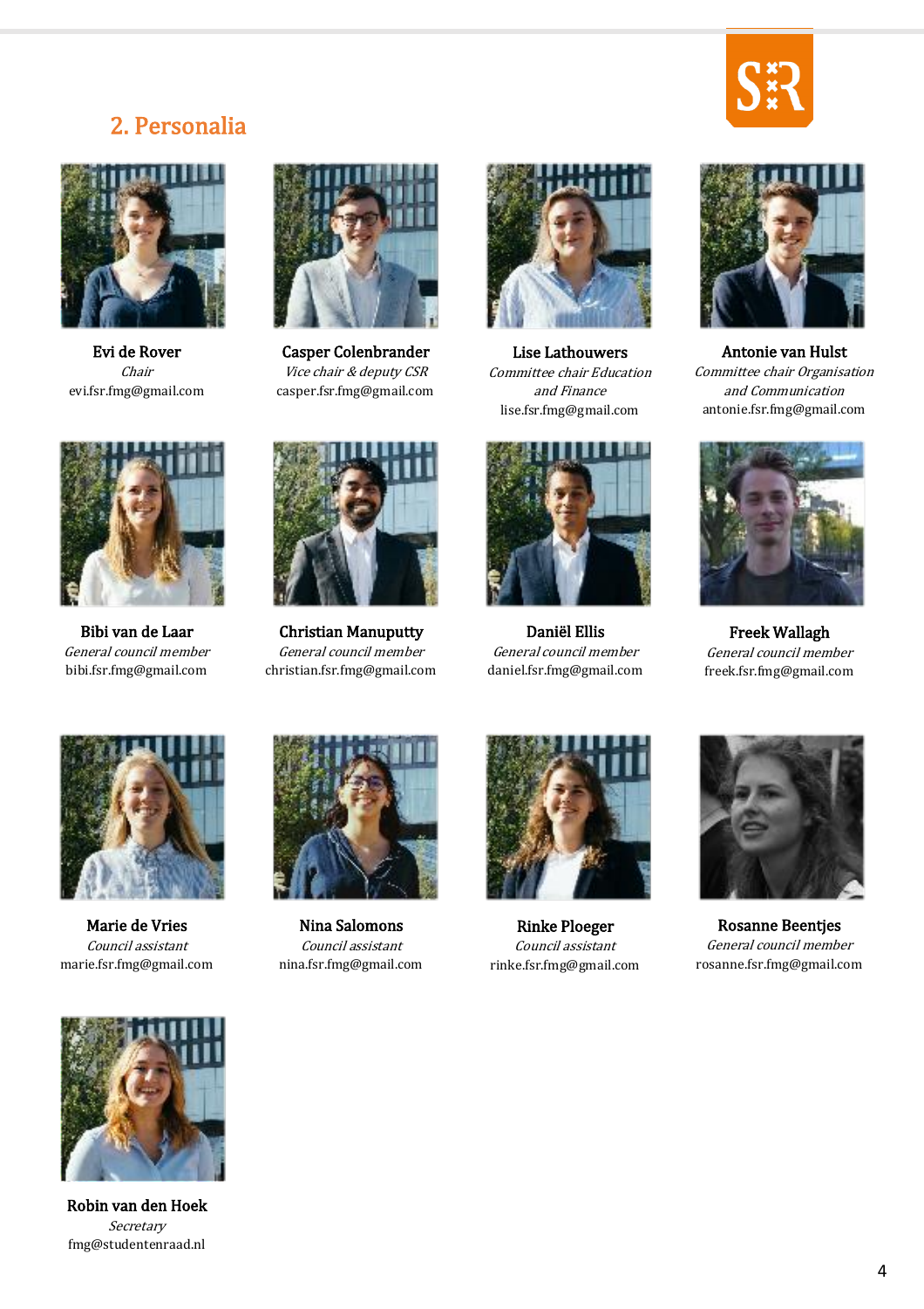## 2. Personalia

**Evi de Rover**
*Chair*
evi.fsr.fmg@gmail.com

**Casper Colenbrander**
*Vice chair & deputy CSR*
casper.fsr.fmg@gmail.com

**Lise Lathouwers**
*Committee chair Education and Finance*
lise.fsr.fmg@gmail.com

**Antonie van Hulst**
*Committee chair Organisation and Communication*
antonie.fsr.fmg@gmail.com

**Bibi van de Laar**
*General council member*
bibi.fsr.fmg@gmail.com

**Christian Manuputty**
*General council member*
christian.fsr.fmg@gmail.com

**Daniël Ellis**
*General council member*
daniel.fsr.fmg@gmail.com

**Freek Wallagh**
*General council member*
freek.fsr.fmg@gmail.com

**Marie de Vries**
*Council assistant*
marie.fsr.fmg@gmail.com

**Nina Salomons**
*Council assistant*
nina.fsr.fmg@gmail.com

**Rinke Ploeger**
*Council assistant*
rinke.fsr.fmg@gmail.com

**Rosanne Beentjes**
*General council member*
rosanne.fsr.fmg@gmail.com

**Robin van den Hoek**
*Secretary*
fmg@studentenraad.nl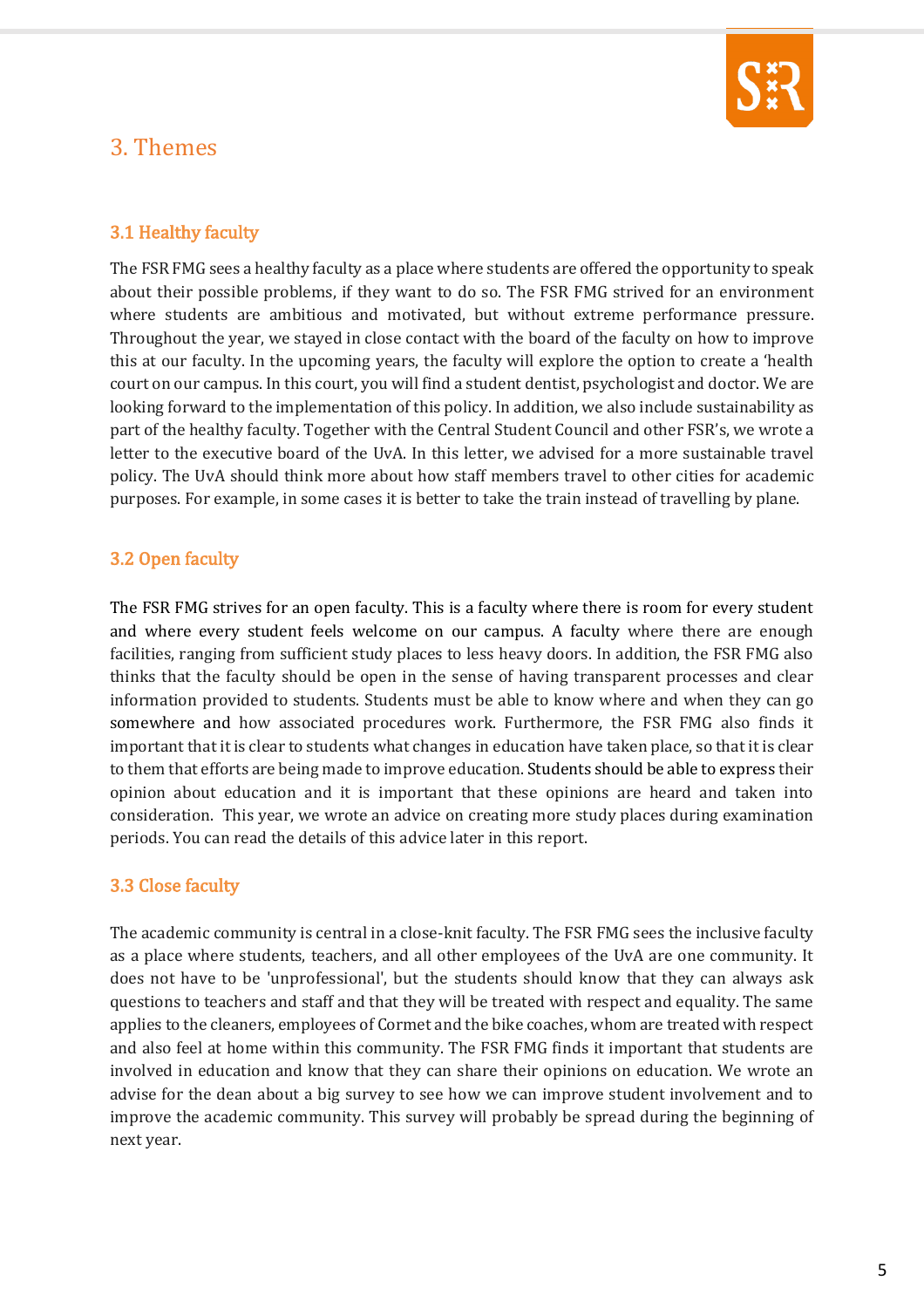## 3. Themes

### 3.1 Healthy faculty

The FSR FMG sees a healthy faculty as a place where students are offered the opportunity to speak about their possible problems, if they want to do so. The FSR FMG strived for an environment where students are ambitious and motivated, but without extreme performance pressure. Throughout the year, we stayed in close contact with the board of the faculty on how to improve this at our faculty. In the upcoming years, the faculty will explore the option to create a 'health court on our campus. In this court, you will find a student dentist, psychologist and doctor. We are looking forward to the implementation of this policy. In addition, we also include sustainability as part of the healthy faculty. Together with the Central Student Council and other FSR's, we wrote a letter to the executive board of the UvA. In this letter, we advised for a more sustainable travel policy. The UvA should think more about how staff members travel to other cities for academic purposes. For example, in some cases it is better to take the train instead of travelling by plane.

### 3.2 Open faculty

The FSR FMG strives for an open faculty. This is a faculty where there is room for every student and where every student feels welcome on our campus. A faculty where there are enough facilities, ranging from sufficient study places to less heavy doors. In addition, the FSR FMG also thinks that the faculty should be open in the sense of having transparent processes and clear information provided to students. Students must be able to know where and when they can go somewhere and how associated procedures work. Furthermore, the FSR FMG also finds it important that it is clear to students what changes in education have taken place, so that it is clear to them that efforts are being made to improve education. Students should be able to express their opinion about education and it is important that these opinions are heard and taken into consideration. This year, we wrote an advice on creating more study places during examination periods. You can read the details of this advice later in this report.

### 3.3 Close faculty

The academic community is central in a close-knit faculty. The FSR FMG sees the inclusive faculty as a place where students, teachers, and all other employees of the UvA are one community. It does not have to be 'unprofessional', but the students should know that they can always ask questions to teachers and staff and that they will be treated with respect and equality. The same applies to the cleaners, employees of Cormet and the bike coaches, whom are treated with respect and also feel at home within this community. The FSR FMG finds it important that students are involved in education and know that they can share their opinions on education. We wrote an advise for the dean about a big survey to see how we can improve student involvement and to improve the academic community. This survey will probably be spread during the beginning of next year.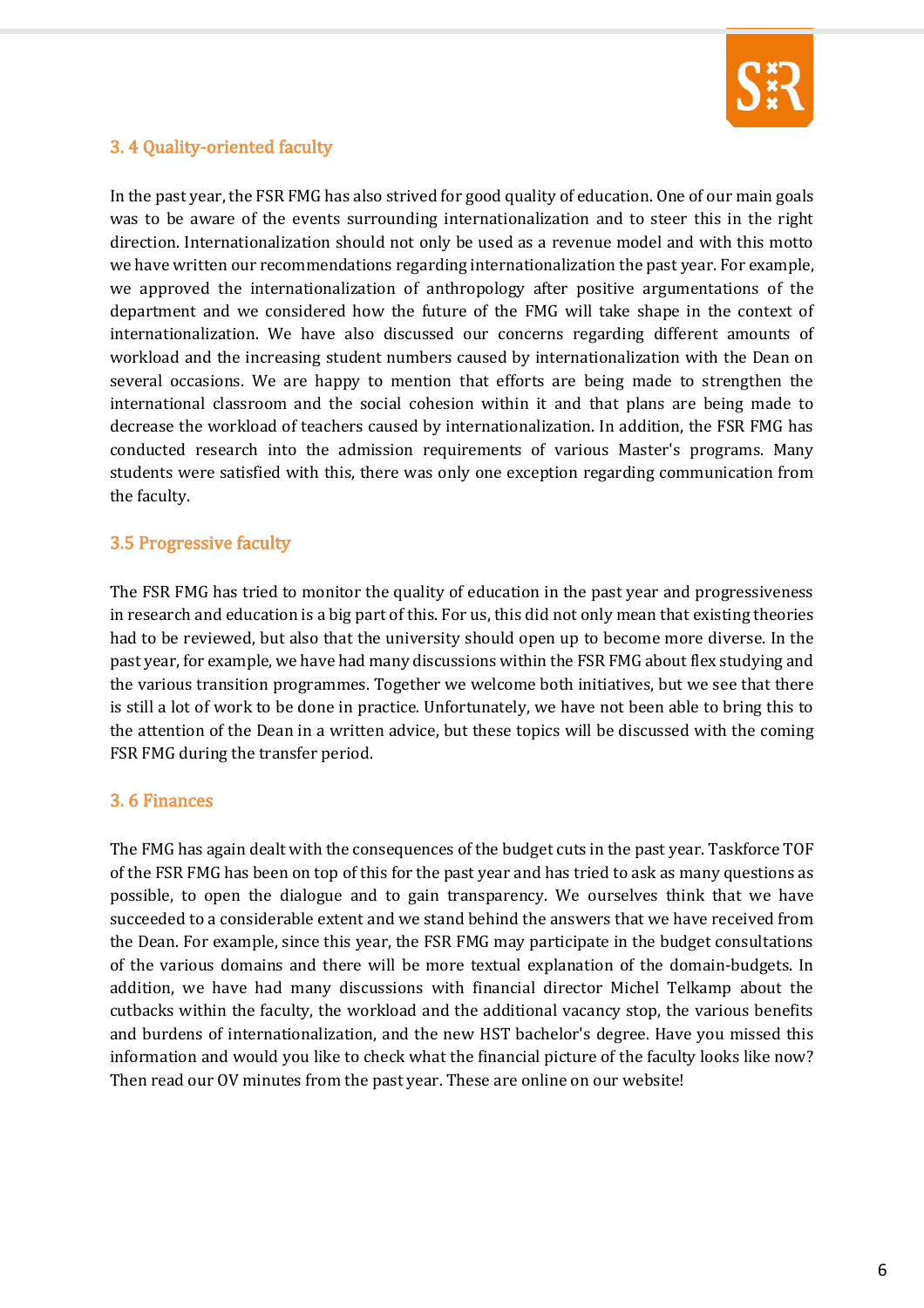### 3. 4 Quality-oriented faculty

In the past year, the FSR FMG has also strived for good quality of education. One of our main goals was to be aware of the events surrounding internationalization and to steer this in the right direction. Internationalization should not only be used as a revenue model and with this motto we have written our recommendations regarding internationalization the past year. For example, we approved the internationalization of anthropology after positive argumentations of the department and we considered how the future of the FMG will take shape in the context of internationalization. We have also discussed our concerns regarding different amounts of workload and the increasing student numbers caused by internationalization with the Dean on several occasions. We are happy to mention that efforts are being made to strengthen the international classroom and the social cohesion within it and that plans are being made to decrease the workload of teachers caused by internationalization. In addition, the FSR FMG has conducted research into the admission requirements of various Master's programs. Many students were satisfied with this, there was only one exception regarding communication from the faculty.

### 3.5 Progressive faculty

The FSR FMG has tried to monitor the quality of education in the past year and progressiveness in research and education is a big part of this. For us, this did not only mean that existing theories had to be reviewed, but also that the university should open up to become more diverse. In the past year, for example, we have had many discussions within the FSR FMG about flex studying and the various transition programmes. Together we welcome both initiatives, but we see that there is still a lot of work to be done in practice. Unfortunately, we have not been able to bring this to the attention of the Dean in a written advice, but these topics will be discussed with the coming FSR FMG during the transfer period.

### 3. 6 Finances

The FMG has again dealt with the consequences of the budget cuts in the past year. Taskforce TOF of the FSR FMG has been on top of this for the past year and has tried to ask as many questions as possible, to open the dialogue and to gain transparency. We ourselves think that we have succeeded to a considerable extent and we stand behind the answers that we have received from the Dean. For example, since this year, the FSR FMG may participate in the budget consultations of the various domains and there will be more textual explanation of the domain-budgets. In addition, we have had many discussions with financial director Michel Telkamp about the cutbacks within the faculty, the workload and the additional vacancy stop, the various benefits and burdens of internationalization, and the new HST bachelor's degree. Have you missed this information and would you like to check what the financial picture of the faculty looks like now? Then read our OV minutes from the past year. These are online on our website!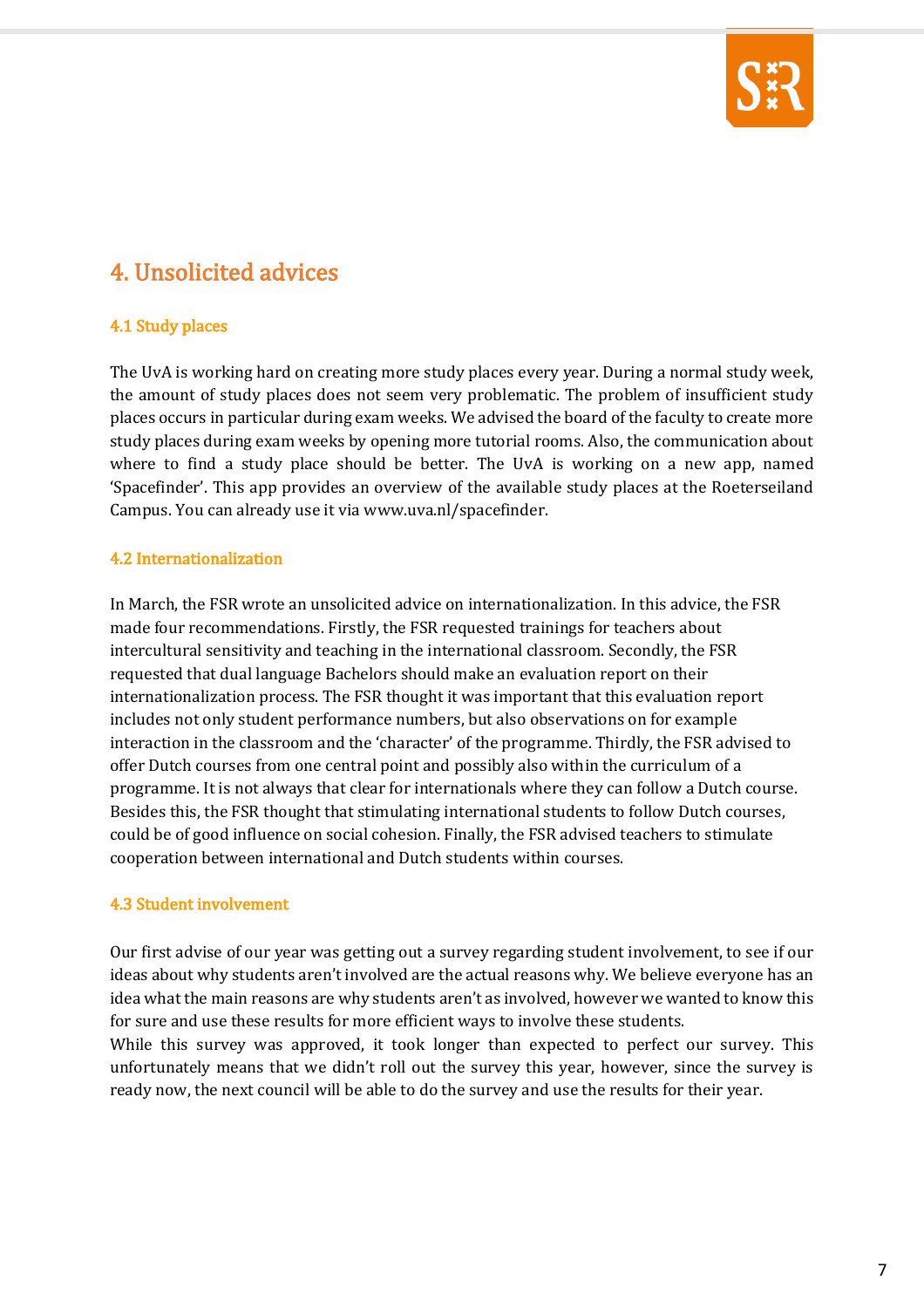# 4. Unsolicited advices

## 4.1 Study places

The UvA is working hard on creating more study places every year. During a normal study week, the amount of study places does not seem very problematic. The problem of insufficient study places occurs in particular during exam weeks. We advised the board of the faculty to create more study places during exam weeks by opening more tutorial rooms. Also, the communication about where to find a study place should be better. The UvA is working on a new app, named 'Spacefinder'. This app provides an overview of the available study places at the Roeterseiland Campus. You can already use it via www.uva.nl/spacefinder.

## 4.2 Internationalization

In March, the FSR wrote an unsolicited advice on internationalization. In this advice, the FSR made four recommendations. Firstly, the FSR requested trainings for teachers about intercultural sensitivity and teaching in the international classroom. Secondly, the FSR requested that dual language Bachelors should make an evaluation report on their internationalization process. The FSR thought it was important that this evaluation report includes not only student performance numbers, but also observations on for example interaction in the classroom and the 'character' of the programme. Thirdly, the FSR advised to offer Dutch courses from one central point and possibly also within the curriculum of a programme. It is not always that clear for internationals where they can follow a Dutch course. Besides this, the FSR thought that stimulating international students to follow Dutch courses, could be of good influence on social cohesion. Finally, the FSR advised teachers to stimulate cooperation between international and Dutch students within courses.

## 4.3 Student involvement

Our first advise of our year was getting out a survey regarding student involvement, to see if our ideas about why students aren't involved are the actual reasons why. We believe everyone has an idea what the main reasons are why students aren't as involved, however we wanted to know this for sure and use these results for more efficient ways to involve these students.

While this survey was approved, it took longer than expected to perfect our survey. This unfortunately means that we didn't roll out the survey this year, however, since the survey is ready now, the next council will be able to do the survey and use the results for their year.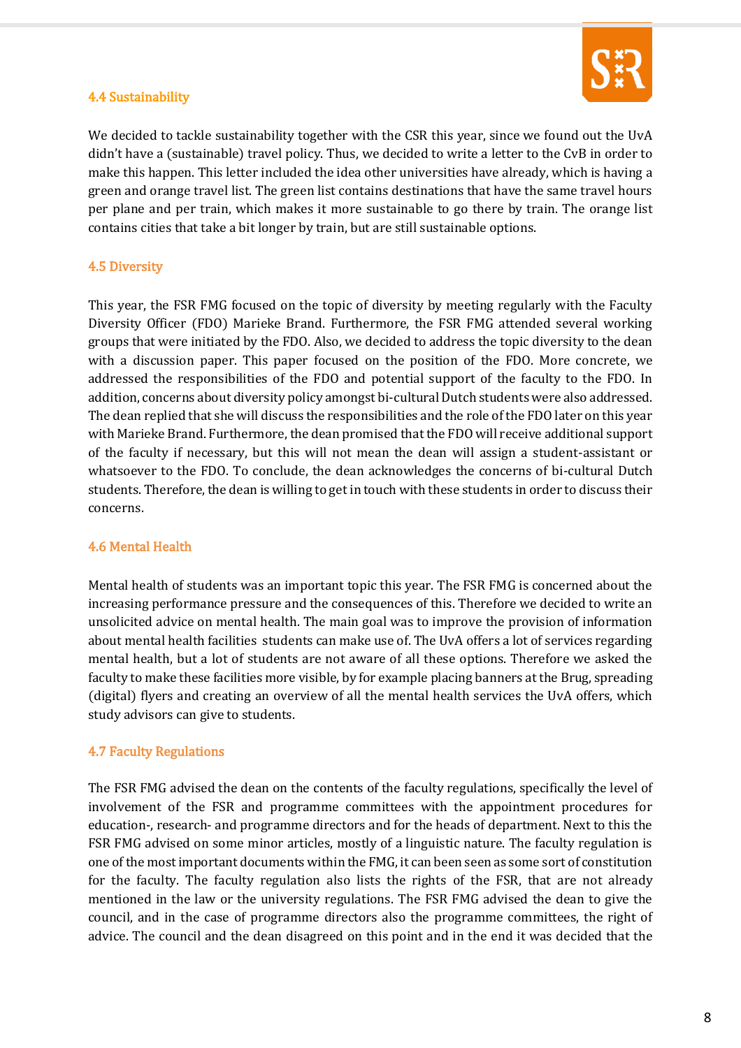### 4.4 Sustainability

We decided to tackle sustainability together with the CSR this year, since we found out the UvA didn't have a (sustainable) travel policy. Thus, we decided to write a letter to the CvB in order to make this happen. This letter included the idea other universities have already, which is having a green and orange travel list. The green list contains destinations that have the same travel hours per plane and per train, which makes it more sustainable to go there by train. The orange list contains cities that take a bit longer by train, but are still sustainable options.

### 4.5 Diversity

This year, the FSR FMG focused on the topic of diversity by meeting regularly with the Faculty Diversity Officer (FDO) Marieke Brand. Furthermore, the FSR FMG attended several working groups that were initiated by the FDO. Also, we decided to address the topic diversity to the dean with a discussion paper. This paper focused on the position of the FDO. More concrete, we addressed the responsibilities of the FDO and potential support of the faculty to the FDO. In addition, concerns about diversity policy amongst bi-cultural Dutch students were also addressed. The dean replied that she will discuss the responsibilities and the role of the FDO later on this year with Marieke Brand. Furthermore, the dean promised that the FDO will receive additional support of the faculty if necessary, but this will not mean the dean will assign a student-assistant or whatsoever to the FDO. To conclude, the dean acknowledges the concerns of bi-cultural Dutch students. Therefore, the dean is willing to get in touch with these students in order to discuss their concerns.

### 4.6 Mental Health

Mental health of students was an important topic this year. The FSR FMG is concerned about the increasing performance pressure and the consequences of this. Therefore we decided to write an unsolicited advice on mental health. The main goal was to improve the provision of information about mental health facilities students can make use of. The UvA offers a lot of services regarding mental health, but a lot of students are not aware of all these options. Therefore we asked the faculty to make these facilities more visible, by for example placing banners at the Brug, spreading (digital) flyers and creating an overview of all the mental health services the UvA offers, which study advisors can give to students.

### 4.7 Faculty Regulations

The FSR FMG advised the dean on the contents of the faculty regulations, specifically the level of involvement of the FSR and programme committees with the appointment procedures for education-, research- and programme directors and for the heads of department. Next to this the FSR FMG advised on some minor articles, mostly of a linguistic nature. The faculty regulation is one of the most important documents within the FMG, it can been seen as some sort of constitution for the faculty. The faculty regulation also lists the rights of the FSR, that are not already mentioned in the law or the university regulations. The FSR FMG advised the dean to give the council, and in the case of programme directors also the programme committees, the right of advice. The council and the dean disagreed on this point and in the end it was decided that the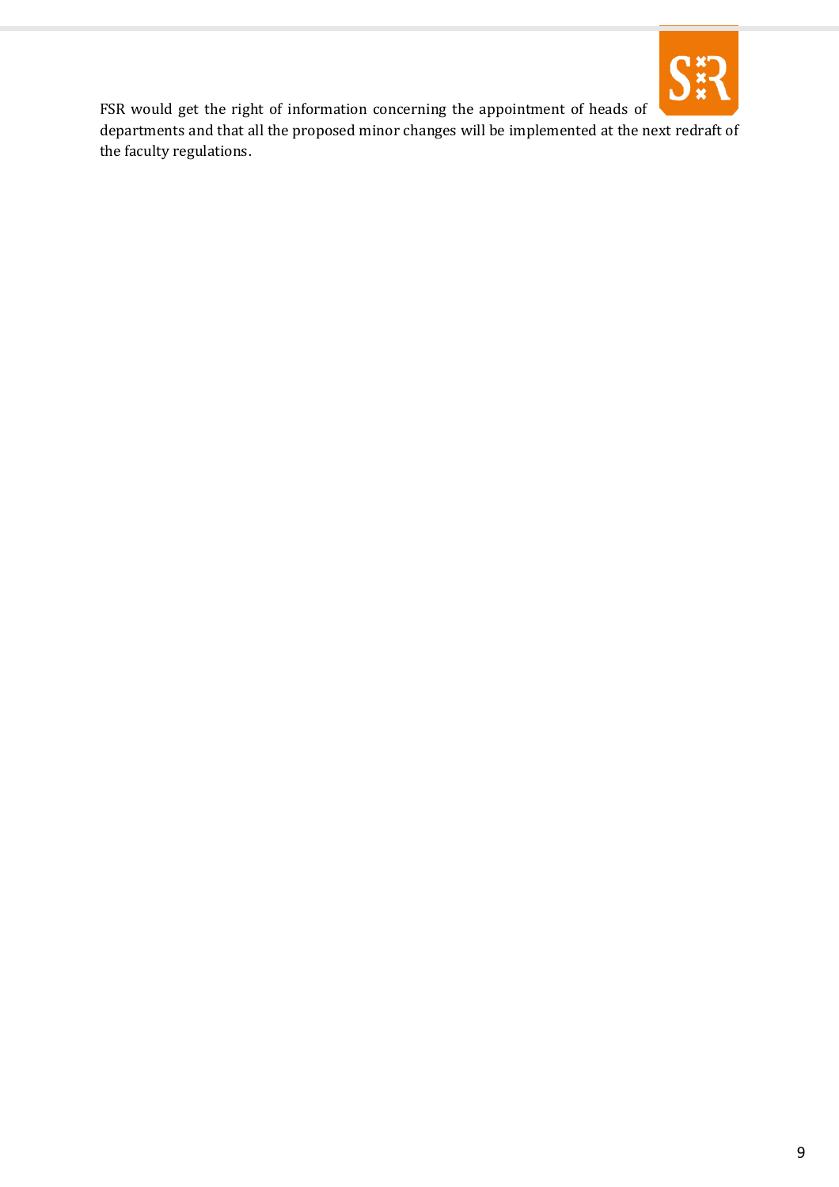FSR would get the right of information concerning the appointment of heads of departments and that all the proposed minor changes will be implemented at the next redraft of the faculty regulations.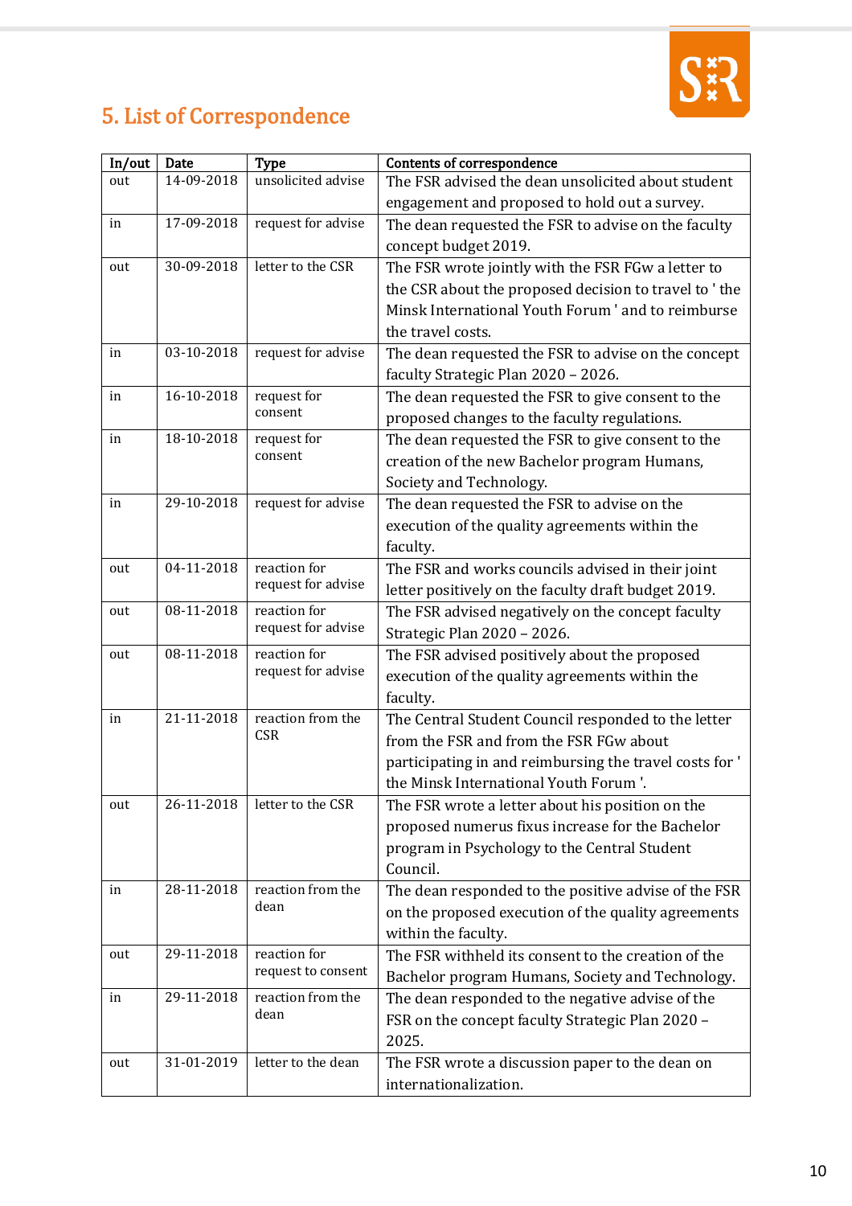## 5. List of Correspondence

| In/out | Date | Type | Contents of correspondence |
|---|---|---|---|
| out | 14-09-2018 | unsolicited advise | The FSR advised the dean unsolicited about student engagement and proposed to hold out a survey. |
| in | 17-09-2018 | request for advise | The dean requested the FSR to advise on the faculty concept budget 2019. |
| out | 30-09-2018 | letter to the CSR | The FSR wrote jointly with the FSR FGw a letter to the CSR about the proposed decision to travel to ' the Minsk International Youth Forum ' and to reimburse the travel costs. |
| in | 03-10-2018 | request for advise | The dean requested the FSR to advise on the concept faculty Strategic Plan 2020 – 2026. |
| in | 16-10-2018 | request for consent | The dean requested the FSR to give consent to the proposed changes to the faculty regulations. |
| in | 18-10-2018 | request for consent | The dean requested the FSR to give consent to the creation of the new Bachelor program Humans, Society and Technology. |
| in | 29-10-2018 | request for advise | The dean requested the FSR to advise on the execution of the quality agreements within the faculty. |
| out | 04-11-2018 | reaction for request for advise | The FSR and works councils advised in their joint letter positively on the faculty draft budget 2019. |
| out | 08-11-2018 | reaction for request for advise | The FSR advised negatively on the concept faculty Strategic Plan 2020 – 2026. |
| out | 08-11-2018 | reaction for request for advise | The FSR advised positively about the proposed execution of the quality agreements within the faculty. |
| in | 21-11-2018 | reaction from the CSR | The Central Student Council responded to the letter from the FSR and from the FSR FGw about participating in and reimbursing the travel costs for ' the Minsk International Youth Forum '. |
| out | 26-11-2018 | letter to the CSR | The FSR wrote a letter about his position on the proposed numerus fixus increase for the Bachelor program in Psychology to the Central Student Council. |
| in | 28-11-2018 | reaction from the dean | The dean responded to the positive advise of the FSR on the proposed execution of the quality agreements within the faculty. |
| out | 29-11-2018 | reaction for request to consent | The FSR withheld its consent to the creation of the Bachelor program Humans, Society and Technology. |
| in | 29-11-2018 | reaction from the dean | The dean responded to the negative advise of the FSR on the concept faculty Strategic Plan 2020 – 2025. |
| out | 31-01-2019 | letter to the dean | The FSR wrote a discussion paper to the dean on internationalization. |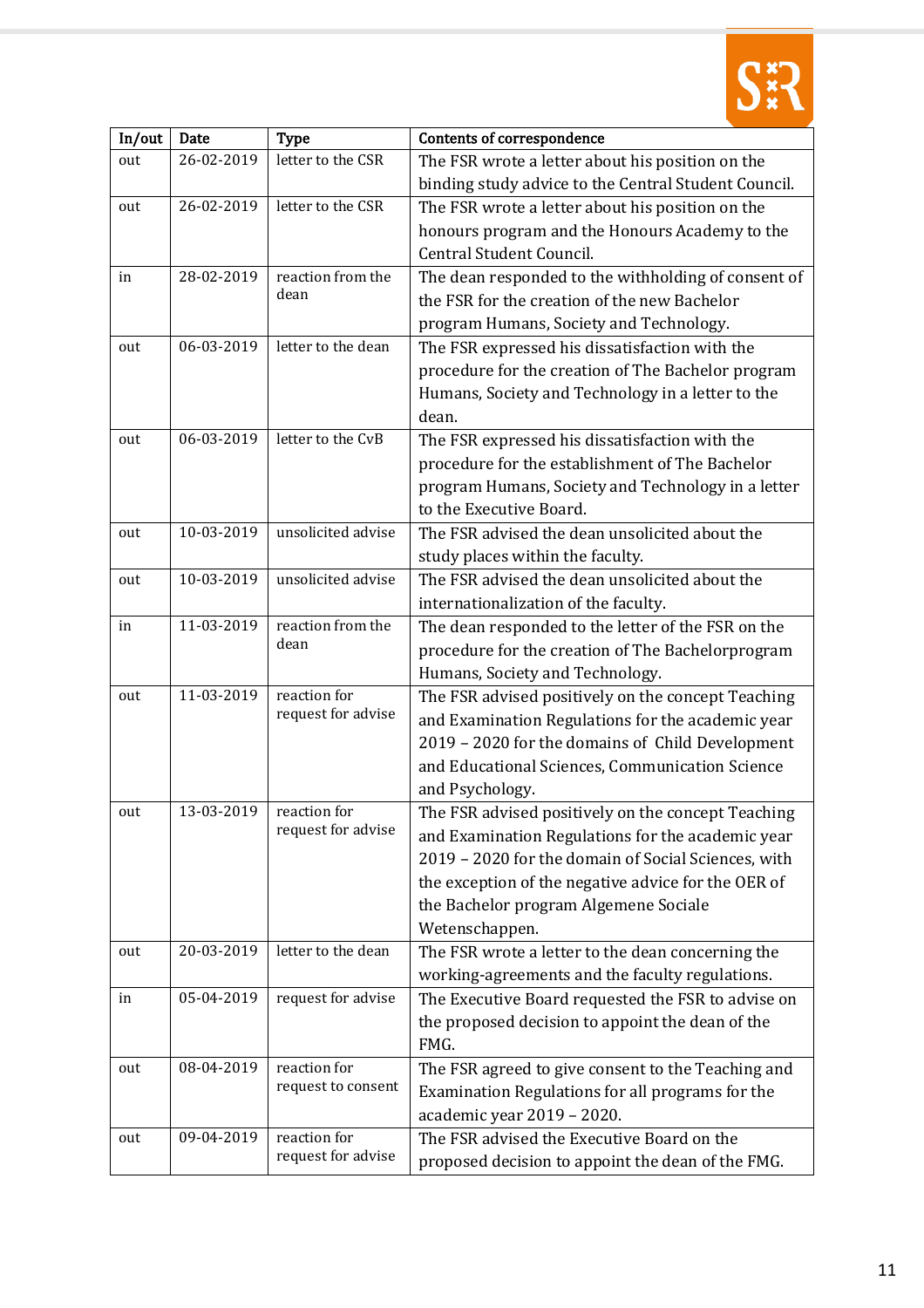| In/out | Date | Type | Contents of correspondence |
|---|---|---|---|
| out | 26-02-2019 | letter to the CSR | The FSR wrote a letter about his position on the binding study advice to the Central Student Council. |
| out | 26-02-2019 | letter to the CSR | The FSR wrote a letter about his position on the honours program and the Honours Academy to the Central Student Council. |
| in | 28-02-2019 | reaction from the dean | The dean responded to the withholding of consent of the FSR for the creation of the new Bachelor program Humans, Society and Technology. |
| out | 06-03-2019 | letter to the dean | The FSR expressed his dissatisfaction with the procedure for the creation of The Bachelor program Humans, Society and Technology in a letter to the dean. |
| out | 06-03-2019 | letter to the CvB | The FSR expressed his dissatisfaction with the procedure for the establishment of The Bachelor program Humans, Society and Technology in a letter to the Executive Board. |
| out | 10-03-2019 | unsolicited advise | The FSR advised the dean unsolicited about the study places within the faculty. |
| out | 10-03-2019 | unsolicited advise | The FSR advised the dean unsolicited about the internationalization of the faculty. |
| in | 11-03-2019 | reaction from the dean | The dean responded to the letter of the FSR on the procedure for the creation of The Bachelorprogram Humans, Society and Technology. |
| out | 11-03-2019 | reaction for request for advise | The FSR advised positively on the concept Teaching and Examination Regulations for the academic year 2019 – 2020 for the domains of Child Development and Educational Sciences, Communication Science and Psychology. |
| out | 13-03-2019 | reaction for request for advise | The FSR advised positively on the concept Teaching and Examination Regulations for the academic year 2019 – 2020 for the domain of Social Sciences, with the exception of the negative advice for the OER of the Bachelor program Algemene Sociale Wetenschappen. |
| out | 20-03-2019 | letter to the dean | The FSR wrote a letter to the dean concerning the working-agreements and the faculty regulations. |
| in | 05-04-2019 | request for advise | The Executive Board requested the FSR to advise on the proposed decision to appoint the dean of the FMG. |
| out | 08-04-2019 | reaction for request to consent | The FSR agreed to give consent to the Teaching and Examination Regulations for all programs for the academic year 2019 – 2020. |
| out | 09-04-2019 | reaction for request for advise | The FSR advised the Executive Board on the proposed decision to appoint the dean of the FMG. |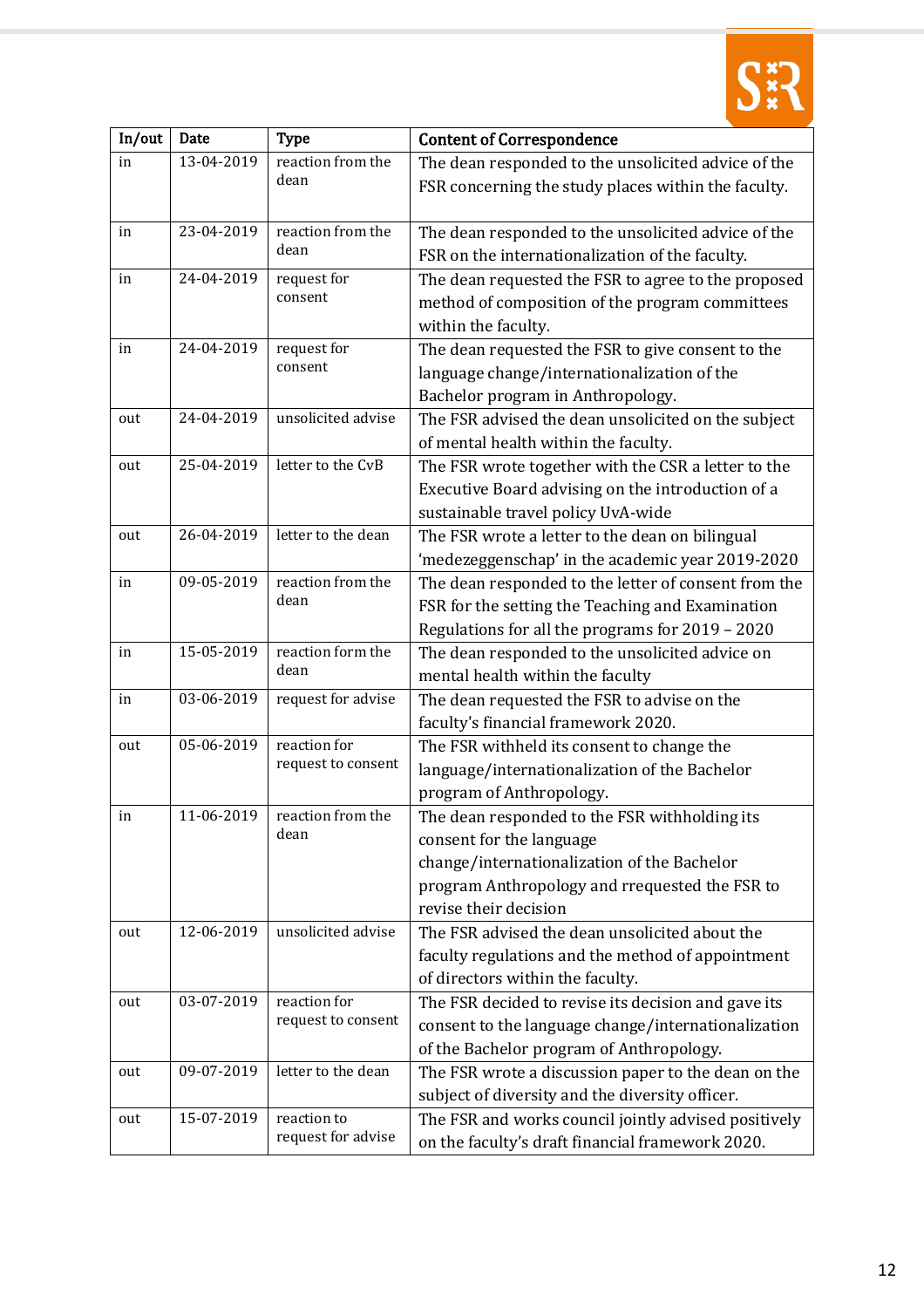| In/out | Date | Type | Content of Correspondence |
|---|---|---|---|
| in | 13-04-2019 | reaction from the dean | The dean responded to the unsolicited advice of the FSR concerning the study places within the faculty. |
| in | 23-04-2019 | reaction from the dean | The dean responded to the unsolicited advice of the FSR on the internationalization of the faculty. |
| in | 24-04-2019 | request for consent | The dean requested the FSR to agree to the proposed method of composition of the program committees within the faculty. |
| in | 24-04-2019 | request for consent | The dean requested the FSR to give consent to the language change/internationalization of the Bachelor program in Anthropology. |
| out | 24-04-2019 | unsolicited advise | The FSR advised the dean unsolicited on the subject of mental health within the faculty. |
| out | 25-04-2019 | letter to the CvB | The FSR wrote together with the CSR a letter to the Executive Board advising on the introduction of a sustainable travel policy UvA-wide |
| out | 26-04-2019 | letter to the dean | The FSR wrote a letter to the dean on bilingual 'medezeggenschap' in the academic year 2019-2020 |
| in | 09-05-2019 | reaction from the dean | The dean responded to the letter of consent from the FSR for the setting the Teaching and Examination Regulations for all the programs for 2019 – 2020 |
| in | 15-05-2019 | reaction form the dean | The dean responded to the unsolicited advice on mental health within the faculty |
| in | 03-06-2019 | request for advise | The dean requested the FSR to advise on the faculty's financial framework 2020. |
| out | 05-06-2019 | reaction for request to consent | The FSR withheld its consent to change the language/internationalization of the Bachelor program of Anthropology. |
| in | 11-06-2019 | reaction from the dean | The dean responded to the FSR withholding its consent for the language change/internationalization of the Bachelor program Anthropology and rrequested the FSR to revise their decision |
| out | 12-06-2019 | unsolicited advise | The FSR advised the dean unsolicited about the faculty regulations and the method of appointment of directors within the faculty. |
| out | 03-07-2019 | reaction for request to consent | The FSR decided to revise its decision and gave its consent to the language change/internationalization of the Bachelor program of Anthropology. |
| out | 09-07-2019 | letter to the dean | The FSR wrote a discussion paper to the dean on the subject of diversity and the diversity officer. |
| out | 15-07-2019 | reaction to request for advise | The FSR and works council jointly advised positively on the faculty's draft financial framework 2020. |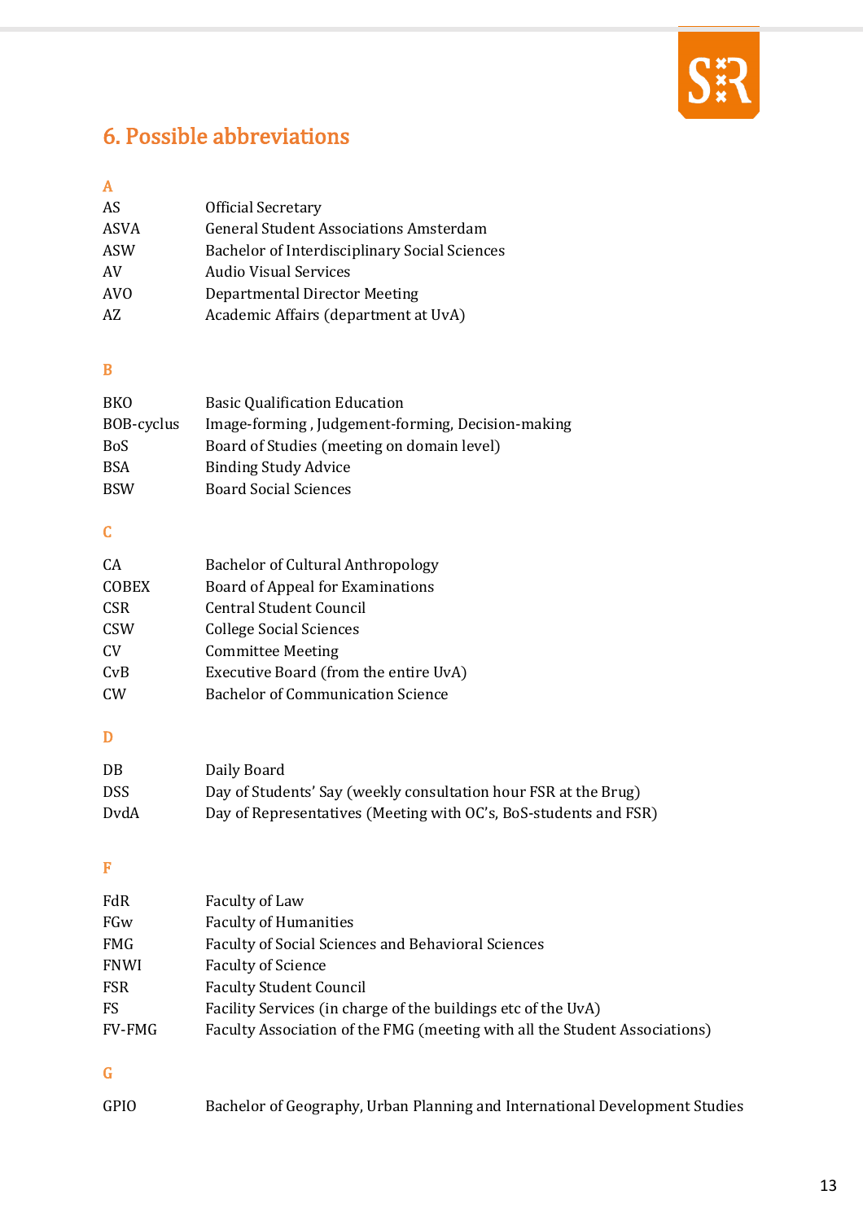## 6. Possible abbreviations

**A**

| | |
|---|---|
| AS | Official Secretary |
| ASVA | General Student Associations Amsterdam |
| ASW | Bachelor of Interdisciplinary Social Sciences |
| AV | Audio Visual Services |
| AVO | Departmental Director Meeting |
| AZ | Academic Affairs (department at UvA) |

**B**

| | |
|---|---|
| BKO | Basic Qualification Education |
| BOB-cyclus | Image-forming , Judgement-forming, Decision-making |
| BoS | Board of Studies (meeting on domain level) |
| BSA | Binding Study Advice |
| BSW | Board Social Sciences |

**C**

| | |
|---|---|
| CA | Bachelor of Cultural Anthropology |
| COBEX | Board of Appeal for Examinations |
| CSR | Central Student Council |
| CSW | College Social Sciences |
| CV | Committee Meeting |
| CvB | Executive Board (from the entire UvA) |
| CW | Bachelor of Communication Science |

**D**

| | |
|---|---|
| DB | Daily Board |
| DSS | Day of Students' Say (weekly consultation hour FSR at the Brug) |
| DvdA | Day of Representatives (Meeting with OC's, BoS-students and FSR) |

**F**

| | |
|---|---|
| FdR | Faculty of Law |
| FGw | Faculty of Humanities |
| FMG | Faculty of Social Sciences and Behavioral Sciences |
| FNWI | Faculty of Science |
| FSR | Faculty Student Council |
| FS | Facility Services (in charge of the buildings etc of the UvA) |
| FV-FMG | Faculty Association of the FMG (meeting with all the Student Associations) |

**G**

| | |
|---|---|
| GPIO | Bachelor of Geography, Urban Planning and International Development Studies |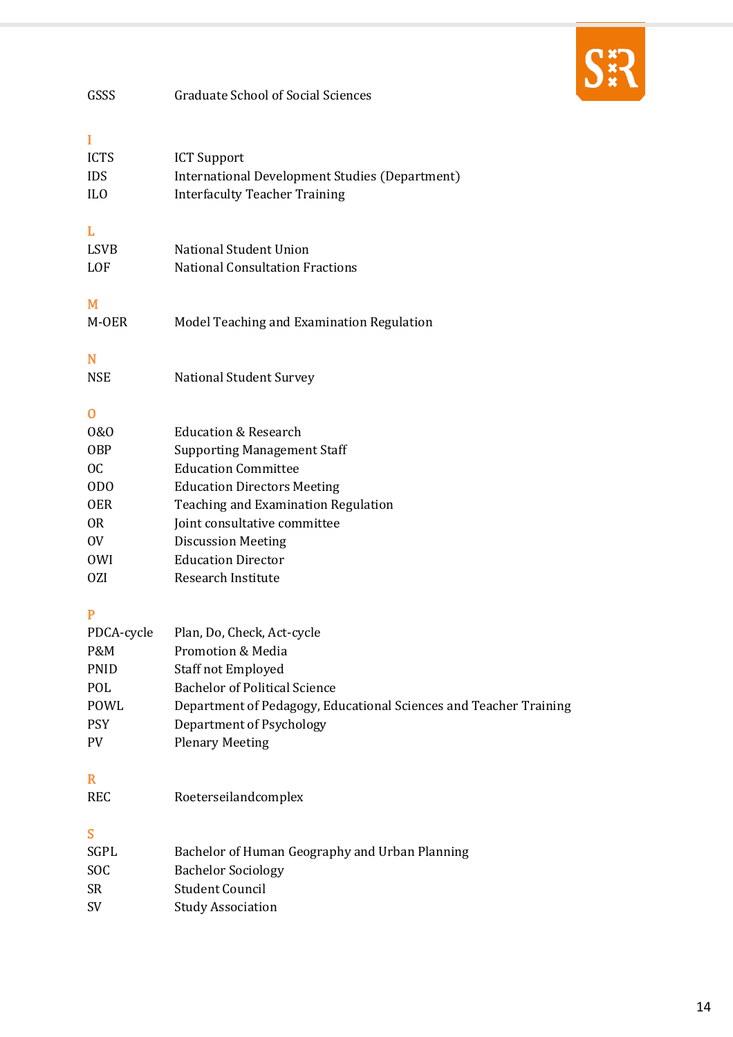| | |
|---|---|
| GSSS | Graduate School of Social Sciences |

**I**

| | |
|---|---|
| ICTS | ICT Support |
| IDS | International Development Studies (Department) |
| ILO | Interfaculty Teacher Training |

**L**

| | |
|---|---|
| LSVB | National Student Union |
| LOF | National Consultation Fractions |

**M**

| | |
|---|---|
| M-OER | Model Teaching and Examination Regulation |

**N**

| | |
|---|---|
| NSE | National Student Survey |

**O**

| | |
|---|---|
| O&O | Education & Research |
| OBP | Supporting Management Staff |
| OC | Education Committee |
| ODO | Education Directors Meeting |
| OER | Teaching and Examination Regulation |
| OR | Joint consultative committee |
| OV | Discussion Meeting |
| OWI | Education Director |
| OZI | Research Institute |

**P**

| | |
|---|---|
| PDCA-cycle | Plan, Do, Check, Act-cycle |
| P&M | Promotion & Media |
| PNID | Staff not Employed |
| POL | Bachelor of Political Science |
| POWL | Department of Pedagogy, Educational Sciences and Teacher Training |
| PSY | Department of Psychology |
| PV | Plenary Meeting |

**R**

| | |
|---|---|
| REC | Roeterseilandcomplex |

**S**

| | |
|---|---|
| SGPL | Bachelor of Human Geography and Urban Planning |
| SOC | Bachelor Sociology |
| SR | Student Council |
| SV | Study Association |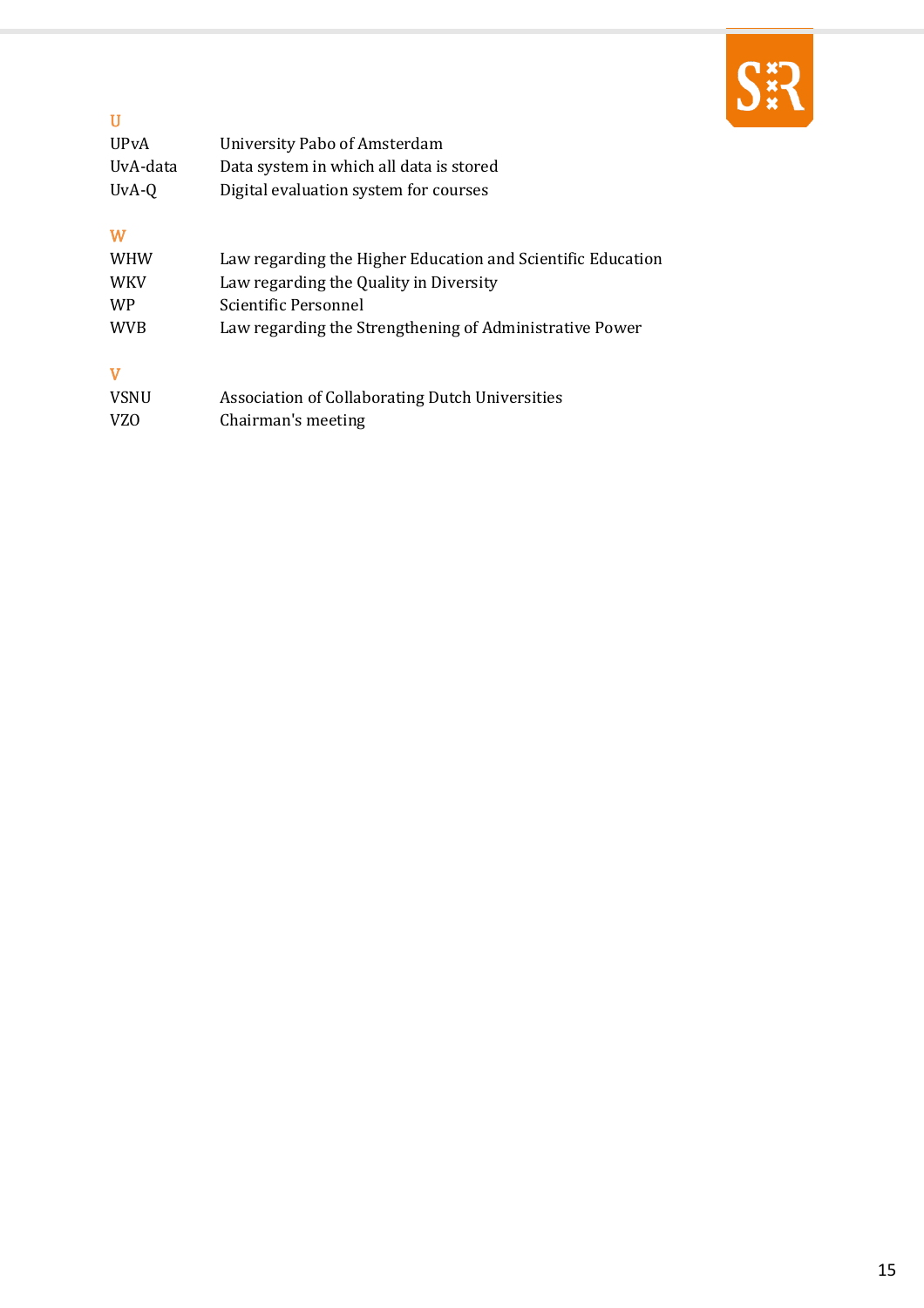### U

| | |
|---|---|
| UPvA | University Pabo of Amsterdam |
| UvA-data | Data system in which all data is stored |
| UvA-Q | Digital evaluation system for courses |

### W

| | |
|---|---|
| WHW | Law regarding the Higher Education and Scientific Education |
| WKV | Law regarding the Quality in Diversity |
| WP | Scientific Personnel |
| WVB | Law regarding the Strengthening of Administrative Power |

### V

| | |
|---|---|
| VSNU | Association of Collaborating Dutch Universities |
| VZO | Chairman's meeting |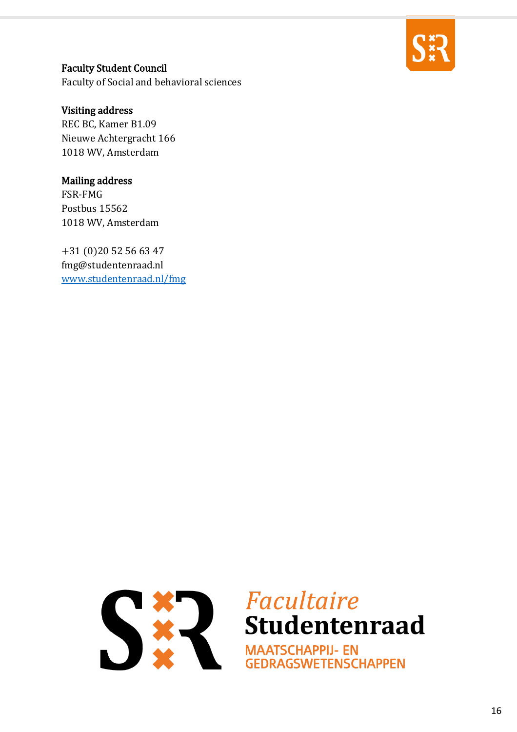**Faculty Student Council**
Faculty of Social and behavioral sciences

**Visiting address**
REC BC, Kamer B1.09
Nieuwe Achtergracht 166
1018 WV, Amsterdam

**Mailing address**
FSR-FMG
Postbus 15562
1018 WV, Amsterdam

+31 (0)20 52 56 63 47
fmg@studentenraad.nl
[www.studentenraad.nl/fmg](http://www.studentenraad.nl/fmg)

*Facultaire*
**Studentenraad**
MAATSCHAPPIJ- EN GEDRAGSWETENSCHAPPEN